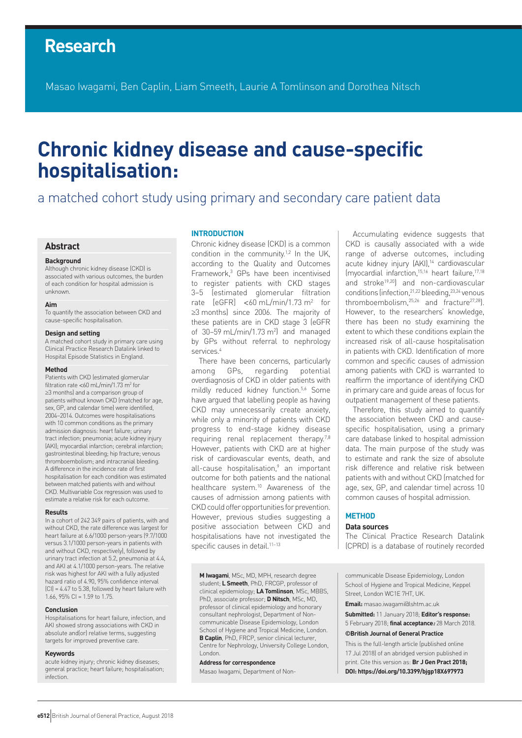# Research

Masao Iwagami, Ben Caplin, Liam Smeeth, Laurie A Tomlinson and Dorothea Nitsch

# Chronic kidney disease and cause-specific hospitalisation:

## a matched cohort study using primary and secondary care patient data

## Abstract

### Background

Although chronic kidney disease (CKD) is associated with various outcomes, the burden of each condition for hospital admission is unknown.

### Aim

To quantify the association between CKD and cause-specific hospitalisation.

### Design and setting

A matched cohort study in primary care using Clinical Practice Research Datalink linked to Hospital Episode Statistics in England.

### Method

Patients with CKD (estimated glomerular filtration rate <60 mL/min/1.73 m$^2$ for ≥3 months) and a comparison group of patients without known CKD (matched for age, sex, GP, and calendar time) were identified, 2004–2014. Outcomes were hospitalisations with 10 common conditions as the primary admission diagnosis: heart failure; urinary tract infection; pneumonia; acute kidney injury (AKI); myocardial infarction; cerebral infarction; gastrointestinal bleeding; hip fracture; venous thromboembolism; and intracranial bleeding. A difference in the incidence rate of first hospitalisation for each condition was estimated between matched patients with and without CKD. Multivariable Cox regression was used to estimate a relative risk for each outcome.

### Results

In a cohort of 242 349 pairs of patients, with and without CKD, the rate difference was largest for heart failure at 6.6/1000 person-years (9.7/1000 versus 3.1/1000 person-years in patients with and without CKD, respectively), followed by urinary tract infection at 5.2, pneumonia at 4.4, and AKI at 4.1/1000 person-years. The relative risk was highest for AKI with a fully adjusted hazard ratio of 4.90, 95% confidence interval (CI) = 4.47 to 5.38, followed by heart failure with 1.66, 95% CI = 1.59 to 1.75.

### Conclusion

Hospitalisations for heart failure, infection, and AKI showed strong associations with CKD in absolute and(or) relative terms, suggesting targets for improved preventive care.

### Keywords

acute kidney injury; chronic kidney diseases; general practice; heart failure; hospitalisation; infection.

## INTRODUCTION

Chronic kidney disease (CKD) is a common condition in the community.[1,2] In the UK, according to the Quality and Outcomes Framework,[3] GPs have been incentivised to register patients with CKD stages 3–5 (estimated glomerular filtration rate [eGFR] <60 mL/min/1.73 m$^2$ for ≥3 months) since 2006. The majority of these patients are in CKD stage 3 (eGFR of 30–59 mL/min/1.73 m$^2$) and managed by GPs without referral to nephrology services.[4]

There have been concerns, particularly among GPs, regarding potential overdiagnosis of CKD in older patients with mildly reduced kidney function.[5,6] Some have argued that labelling people as having CKD may unnecessarily create anxiety, while only a minority of patients with CKD progress to end-stage kidney disease requiring renal replacement therapy.[7,8] However, patients with CKD are at higher risk of cardiovascular events, death, and all-cause hospitalisation,[9] an important outcome for both patients and the national healthcare system.[10] Awareness of the causes of admission among patients with CKD could offer opportunities for prevention. However, previous studies suggesting a positive association between CKD and hospitalisations have not investigated the specific causes in detail.[11–13]

Accumulating evidence suggests that CKD is causally associated with a wide range of adverse outcomes, including acute kidney injury (AKI),[14] cardiovascular (myocardial infarction,[15,16] heart failure,[17,18] and stroke[19,20]) and non-cardiovascular conditions (infection,[21,22] bleeding,[23,24] venous thromboembolism,[25,26] and fracture[27,28]). However, to the researchers' knowledge, there has been no study examining the extent to which these conditions explain the increased risk of all-cause hospitalisation in patients with CKD. Identification of more common and specific causes of admission among patients with CKD is warranted to reaffirm the importance of identifying CKD in primary care and guide areas of focus for outpatient management of these patients.

Therefore, this study aimed to quantify the association between CKD and cause-specific hospitalisation, using a primary care database linked to hospital admission data. The main purpose of the study was to estimate and rank the size of absolute risk difference and relative risk between patients with and without CKD (matched for age, sex, GP, and calendar time) across 10 common causes of hospital admission.

## METHOD

### Data sources

The Clinical Practice Research Datalink (CPRD) is a database of routinely recorded

**M Iwagami**, MSc, MD, MPH, research degree student; **L Smeeth**, PhD, FRCGP, professor of clinical epidemiology; **LA Tomlinson**, MSc, MBBS, PhD, associate professor; **D Nitsch**, MSc, MD, professor of clinical epidemiology and honorary consultant nephrologist, Department of Non-communicable Disease Epidemiology, London School of Hygiene and Tropical Medicine, London. **B Caplin**, PhD, FRCP, senior clinical lecturer, Centre for Nephrology, University College London, London.

**Address for correspondence**

Masao Iwagami, Department of Non-communicable Disease Epidemiology, London School of Hygiene and Tropical Medicine, Keppel Street, London WC1E 7HT, UK.

**Email:** masao.iwagami@lshtm.ac.uk

**Submitted:** 11 January 2018; **Editor's response:** 5 February 2018; **final acceptance:** 28 March 2018.

**©British Journal of General Practice**

This is the full-length article (published online 17 Jul 2018) of an abridged version published in print. Cite this version as: **Br J Gen Pract 2018; DOI: https://doi.org/10.3399/bjgp18X697973**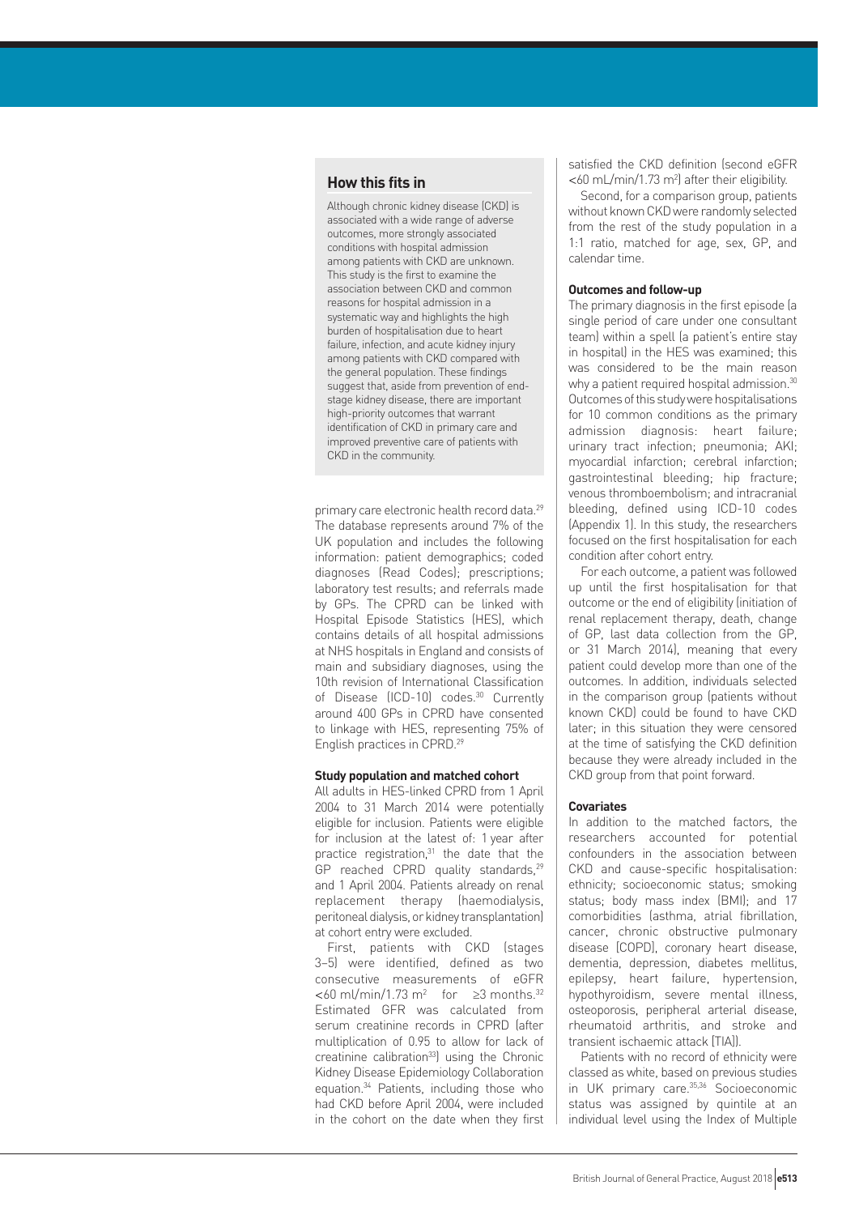## How this fits in

Although chronic kidney disease (CKD) is associated with a wide range of adverse outcomes, more strongly associated conditions with hospital admission among patients with CKD are unknown. This study is the first to examine the association between CKD and common reasons for hospital admission in a systematic way and highlights the high burden of hospitalisation due to heart failure, infection, and acute kidney injury among patients with CKD compared with the general population. These findings suggest that, aside from prevention of end-stage kidney disease, there are important high-priority outcomes that warrant identification of CKD in primary care and improved preventive care of patients with CKD in the community.

primary care electronic health record data.[29] The database represents around 7% of the UK population and includes the following information: patient demographics; coded diagnoses (Read Codes); prescriptions; laboratory test results; and referrals made by GPs. The CPRD can be linked with Hospital Episode Statistics (HES), which contains details of all hospital admissions at NHS hospitals in England and consists of main and subsidiary diagnoses, using the 10th revision of International Classification of Disease (ICD-10) codes.[30] Currently around 400 GPs in CPRD have consented to linkage with HES, representing 75% of English practices in CPRD.[29]

### Study population and matched cohort

All adults in HES-linked CPRD from 1 April 2004 to 31 March 2014 were potentially eligible for inclusion. Patients were eligible for inclusion at the latest of: 1 year after practice registration,[31] the date that the GP reached CPRD quality standards,[29] and 1 April 2004. Patients already on renal replacement therapy (haemodialysis, peritoneal dialysis, or kidney transplantation) at cohort entry were excluded.

First, patients with CKD (stages 3–5) were identified, defined as two consecutive measurements of eGFR <60 ml/min/1.73 m$^2$ for ≥3 months.[32] Estimated GFR was calculated from serum creatinine records in CPRD (after multiplication of 0.95 to allow for lack of creatinine calibration[33]) using the Chronic Kidney Disease Epidemiology Collaboration equation.[34] Patients, including those who had CKD before April 2004, were included in the cohort on the date when they first satisfied the CKD definition (second eGFR <60 mL/min/1.73 m$^2$) after their eligibility.

Second, for a comparison group, patients without known CKD were randomly selected from the rest of the study population in a 1:1 ratio, matched for age, sex, GP, and calendar time.

### Outcomes and follow-up

The primary diagnosis in the first episode (a single period of care under one consultant team) within a spell (a patient's entire stay in hospital) in the HES was examined; this was considered to be the main reason why a patient required hospital admission.[30] Outcomes of this study were hospitalisations for 10 common conditions as the primary admission diagnosis: heart failure; urinary tract infection; pneumonia; AKI; myocardial infarction; cerebral infarction; gastrointestinal bleeding; hip fracture; venous thromboembolism; and intracranial bleeding, defined using ICD-10 codes (Appendix 1). In this study, the researchers focused on the first hospitalisation for each condition after cohort entry.

For each outcome, a patient was followed up until the first hospitalisation for that outcome or the end of eligibility (initiation of renal replacement therapy, death, change of GP, last data collection from the GP, or 31 March 2014), meaning that every patient could develop more than one of the outcomes. In addition, individuals selected in the comparison group (patients without known CKD) could be found to have CKD later; in this situation they were censored at the time of satisfying the CKD definition because they were already included in the CKD group from that point forward.

### Covariates

In addition to the matched factors, the researchers accounted for potential confounders in the association between CKD and cause-specific hospitalisation: ethnicity; socioeconomic status; smoking status; body mass index (BMI); and 17 comorbidities (asthma, atrial fibrillation, cancer, chronic obstructive pulmonary disease [COPD], coronary heart disease, dementia, depression, diabetes mellitus, epilepsy, heart failure, hypertension, hypothyroidism, severe mental illness, osteoporosis, peripheral arterial disease, rheumatoid arthritis, and stroke and transient ischaemic attack [TIA]).

Patients with no record of ethnicity were classed as white, based on previous studies in UK primary care.[35,36] Socioeconomic status was assigned by quintile at an individual level using the Index of Multiple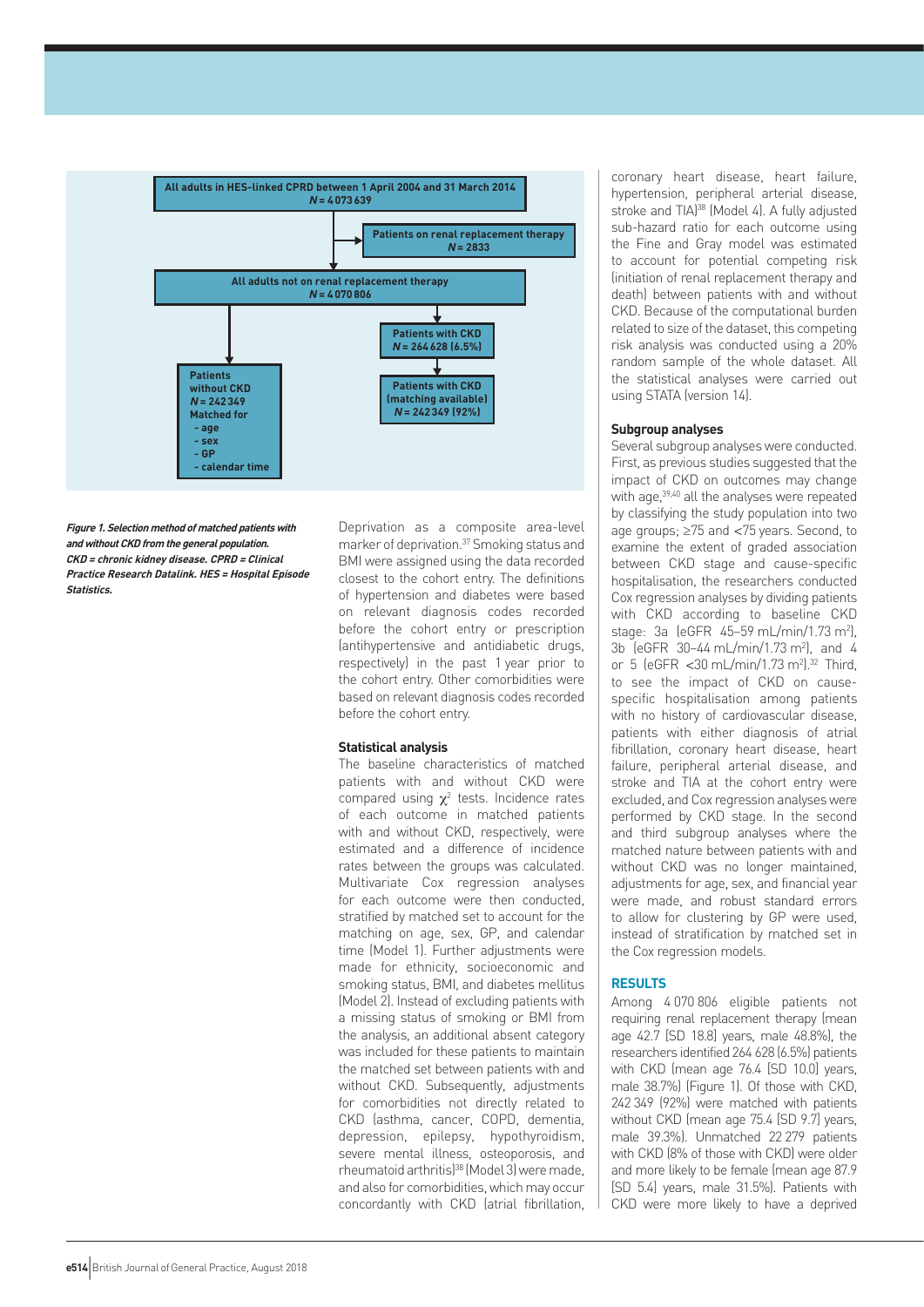All adults in HES-linked CPRD between 1 April 2004 and 31 March 2014
N = 4 073 639

Patients on renal replacement therapy
N = 2833

All adults not on renal replacement therapy
N = 4 070 806

Patients with CKD
N = 264 628 (6.5%)

Patients with CKD (matching available)
N = 242 349 (92%)

Patients without CKD
N = 242 349
Matched for
- age
- sex
- GP
- calendar time

***Figure 1. Selection method of matched patients with and without CKD from the general population.*** *CKD = chronic kidney disease. CPRD = Clinical Practice Research Datalink. HES = Hospital Episode Statistics.*

Deprivation as a composite area-level marker of deprivation.[37] Smoking status and BMI were assigned using the data recorded closest to the cohort entry. The definitions of hypertension and diabetes were based on relevant diagnosis codes recorded before the cohort entry or prescription (antihypertensive and antidiabetic drugs, respectively) in the past 1 year prior to the cohort entry. Other comorbidities were based on relevant diagnosis codes recorded before the cohort entry.

### Statistical analysis

The baseline characteristics of matched patients with and without CKD were compared using $\chi^2$ tests. Incidence rates of each outcome in matched patients with and without CKD, respectively, were estimated and a difference of incidence rates between the groups was calculated. Multivariate Cox regression analyses for each outcome were then conducted, stratified by matched set to account for the matching on age, sex, GP, and calendar time (Model 1). Further adjustments were made for ethnicity, socioeconomic and smoking status, BMI, and diabetes mellitus (Model 2). Instead of excluding patients with a missing status of smoking or BMI from the analysis, an additional absent category was included for these patients to maintain the matched set between patients with and without CKD. Subsequently, adjustments for comorbidities not directly related to CKD (asthma, cancer, COPD, dementia, depression, epilepsy, hypothyroidism, severe mental illness, osteoporosis, and rheumatoid arthritis)[38] (Model 3) were made, and also for comorbidities, which may occur concordantly with CKD (atrial fibrillation, coronary heart disease, heart failure, hypertension, peripheral arterial disease, stroke and TIA)[38] (Model 4). A fully adjusted sub-hazard ratio for each outcome using the Fine and Gray model was estimated to account for potential competing risk (initiation of renal replacement therapy and death) between patients with and without CKD. Because of the computational burden related to size of the dataset, this competing risk analysis was conducted using a 20% random sample of the whole dataset. All the statistical analyses were carried out using STATA (version 14).

### Subgroup analyses

Several subgroup analyses were conducted. First, as previous studies suggested that the impact of CKD on outcomes may change with age,[39,40] all the analyses were repeated by classifying the study population into two age groups; ≥75 and <75 years. Second, to examine the extent of graded association between CKD stage and cause-specific hospitalisation, the researchers conducted Cox regression analyses by dividing patients with CKD according to baseline CKD stage: 3a (eGFR 45–59 mL/min/1.73 m$^2$), 3b (eGFR 30–44 mL/min/1.73 m$^2$), and 4 or 5 (eGFR <30 mL/min/1.73 m$^2$).[32] Third, to see the impact of CKD on cause-specific hospitalisation among patients with no history of cardiovascular disease, patients with either diagnosis of atrial fibrillation, coronary heart disease, heart failure, peripheral arterial disease, and stroke and TIA at the cohort entry were excluded, and Cox regression analyses were performed by CKD stage. In the second and third subgroup analyses where the matched nature between patients with and without CKD was no longer maintained, adjustments for age, sex, and financial year were made, and robust standard errors to allow for clustering by GP were used, instead of stratification by matched set in the Cox regression models.

## RESULTS

Among 4 070 806 eligible patients not requiring renal replacement therapy (mean age 42.7 [SD 18.8] years, male 48.8%), the researchers identified 264 628 (6.5%) patients with CKD (mean age 76.4 [SD 10.0] years, male 38.7%) (Figure 1). Of those with CKD, 242 349 (92%) were matched with patients without CKD (mean age 75.4 [SD 9.7] years, male 39.3%). Unmatched 22 279 patients with CKD (8% of those with CKD) were older and more likely to be female (mean age 87.9 [SD 5.4] years, male 31.5%). Patients with CKD were more likely to have a deprived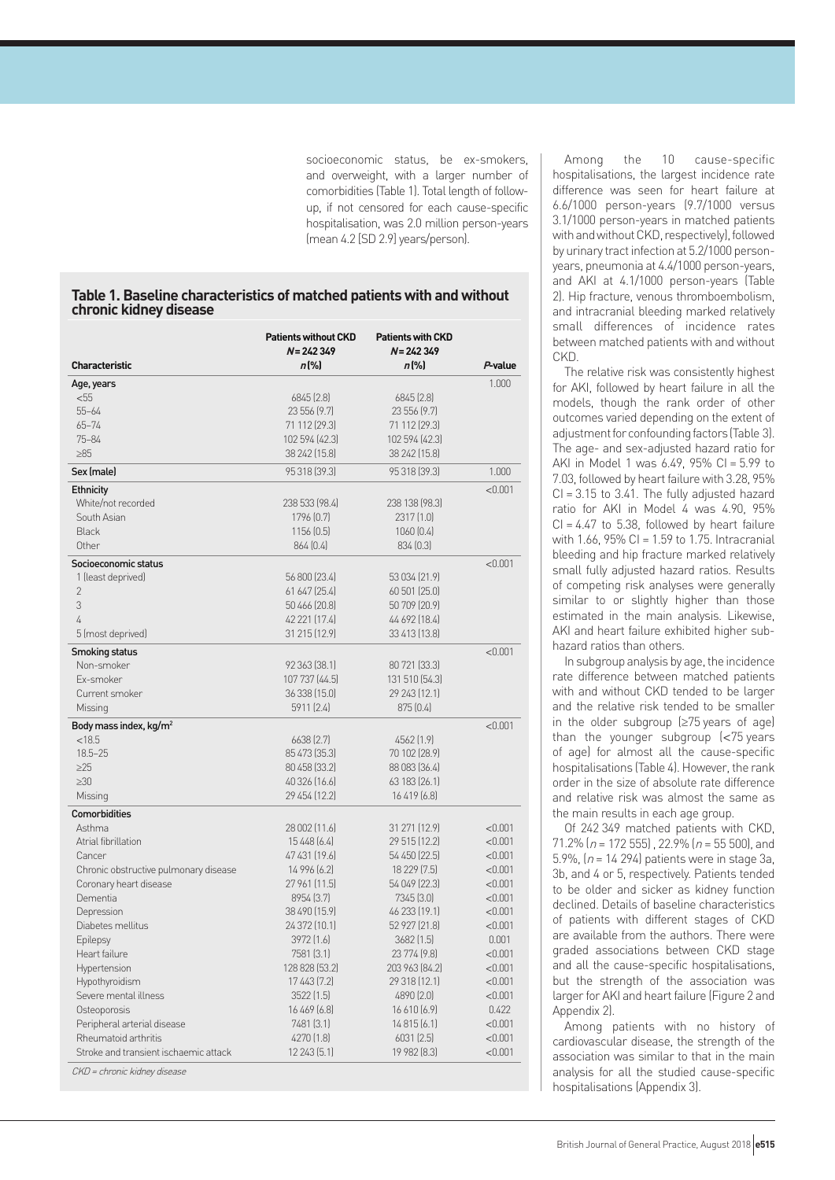socioeconomic status, be ex-smokers, and overweight, with a larger number of comorbidities (Table 1). Total length of follow-up, if not censored for each cause-specific hospitalisation, was 2.0 million person-years (mean 4.2 [SD 2.9] years/person).

**Table 1. Baseline characteristics of matched patients with and without chronic kidney disease**

| Characteristic | Patients without CKD N = 242 349 n (%) | Patients with CKD N = 242 349 n (%) | P-value |
|---|---|---|---|
| **Age, years** | | | 1.000 |
| <55 | 6845 (2.8) | 6845 (2.8) | |
| 55–64 | 23 556 (9.7) | 23 556 (9.7) | |
| 65–74 | 71 112 (29.3) | 71 112 (29.3) | |
| 75–84 | 102 594 (42.3) | 102 594 (42.3) | |
| ≥85 | 38 242 (15.8) | 38 242 (15.8) | |
| **Sex (male)** | 95 318 (39.3) | 95 318 (39.3) | 1.000 |
| **Ethnicity** | | | <0.001 |
| White/not recorded | 238 533 (98.4) | 238 138 (98.3) | |
| South Asian | 1796 (0.7) | 2317 (1.0) | |
| Black | 1156 (0.5) | 1060 (0.4) | |
| Other | 864 (0.4) | 834 (0.3) | |
| **Socioeconomic status** | | | <0.001 |
| 1 (least deprived) | 56 800 (23.4) | 53 034 (21.9) | |
| 2 | 61 647 (25.4) | 60 501 (25.0) | |
| 3 | 50 466 (20.8) | 50 709 (20.9) | |
| 4 | 42 221 (17.4) | 44 692 (18.4) | |
| 5 (most deprived) | 31 215 (12.9) | 33 413 (13.8) | |
| **Smoking status** | | | <0.001 |
| Non-smoker | 92 363 (38.1) | 80 721 (33.3) | |
| Ex-smoker | 107 737 (44.5) | 131 510 (54.3) | |
| Current smoker | 36 338 (15.0) | 29 243 (12.1) | |
| Missing | 5911 (2.4) | 875 (0.4) | |
| **Body mass index, kg/m²** | | | <0.001 |
| <18.5 | 6638 (2.7) | 4562 (1.9) | |
| 18.5–25 | 85 473 (35.3) | 70 102 (28.9) | |
| ≥25 | 80 458 (33.2) | 88 083 (36.4) | |
| ≥30 | 40 326 (16.6) | 63 183 (26.1) | |
| Missing | 29 454 (12.2) | 16 419 (6.8) | |
| **Comorbidities** | | | |
| Asthma | 28 002 (11.6) | 31 271 (12.9) | <0.001 |
| Atrial fibrillation | 15 448 (6.4) | 29 515 (12.2) | <0.001 |
| Cancer | 47 431 (19.6) | 54 450 (22.5) | <0.001 |
| Chronic obstructive pulmonary disease | 14 996 (6.2) | 18 229 (7.5) | <0.001 |
| Coronary heart disease | 27 961 (11.5) | 54 049 (22.3) | <0.001 |
| Dementia | 8954 (3.7) | 7345 (3.0) | <0.001 |
| Depression | 38 490 (15.9) | 46 233 (19.1) | <0.001 |
| Diabetes mellitus | 24 372 (10.1) | 52 927 (21.8) | <0.001 |
| Epilepsy | 3972 (1.6) | 3682 (1.5) | 0.001 |
| Heart failure | 7581 (3.1) | 23 774 (9.8) | <0.001 |
| Hypertension | 128 828 (53.2) | 203 963 (84.2) | <0.001 |
| Hypothyroidism | 17 443 (7.2) | 29 318 (12.1) | <0.001 |
| Severe mental illness | 3522 (1.5) | 4890 (2.0) | <0.001 |
| Osteoporosis | 16 469 (6.8) | 16 610 (6.9) | 0.422 |
| Peripheral arterial disease | 7481 (3.1) | 14 815 (6.1) | <0.001 |
| Rheumatoid arthritis | 4270 (1.8) | 6031 (2.5) | <0.001 |
| Stroke and transient ischaemic attack | 12 243 (5.1) | 19 982 (8.3) | <0.001 |

*CKD = chronic kidney disease*

Among the 10 cause-specific hospitalisations, the largest incidence rate difference was seen for heart failure at 6.6/1000 person-years (9.7/1000 versus 3.1/1000 person-years in matched patients with and without CKD, respectively), followed by urinary tract infection at 5.2/1000 person-years, pneumonia at 4.4/1000 person-years, and AKI at 4.1/1000 person-years (Table 2). Hip fracture, venous thromboembolism, and intracranial bleeding marked relatively small differences of incidence rates between matched patients with and without CKD.

The relative risk was consistently highest for AKI, followed by heart failure in all the models, though the rank order of other outcomes varied depending on the extent of adjustment for confounding factors (Table 3). The age- and sex-adjusted hazard ratio for AKI in Model 1 was 6.49, 95% CI = 5.99 to 7.03, followed by heart failure with 3.28, 95% CI = 3.15 to 3.41. The fully adjusted hazard ratio for AKI in Model 4 was 4.90, 95% CI = 4.47 to 5.38, followed by heart failure with 1.66, 95% CI = 1.59 to 1.75. Intracranial bleeding and hip fracture marked relatively small fully adjusted hazard ratios. Results of competing risk analyses were generally similar to or slightly higher than those estimated in the main analysis. Likewise, AKI and heart failure exhibited higher sub-hazard ratios than others.

In subgroup analysis by age, the incidence rate difference between matched patients with and without CKD tended to be larger and the relative risk tended to be smaller in the older subgroup (≥75 years of age) than the younger subgroup (<75 years of age) for almost all the cause-specific hospitalisations (Table 4). However, the rank order in the size of absolute rate difference and relative risk was almost the same as the main results in each age group.

Of 242 349 matched patients with CKD, 71.2% (n = 172 555), 22.9% (n = 55 500), and 5.9%, (n = 14 294) patients were in stage 3a, 3b, and 4 or 5, respectively. Patients tended to be older and sicker as kidney function declined. Details of baseline characteristics of patients with different stages of CKD are available from the authors. There were graded associations between CKD stage and all the cause-specific hospitalisations, but the strength of the association was larger for AKI and heart failure (Figure 2 and Appendix 2).

Among patients with no history of cardiovascular disease, the strength of the association was similar to that in the main analysis for all the studied cause-specific hospitalisations (Appendix 3).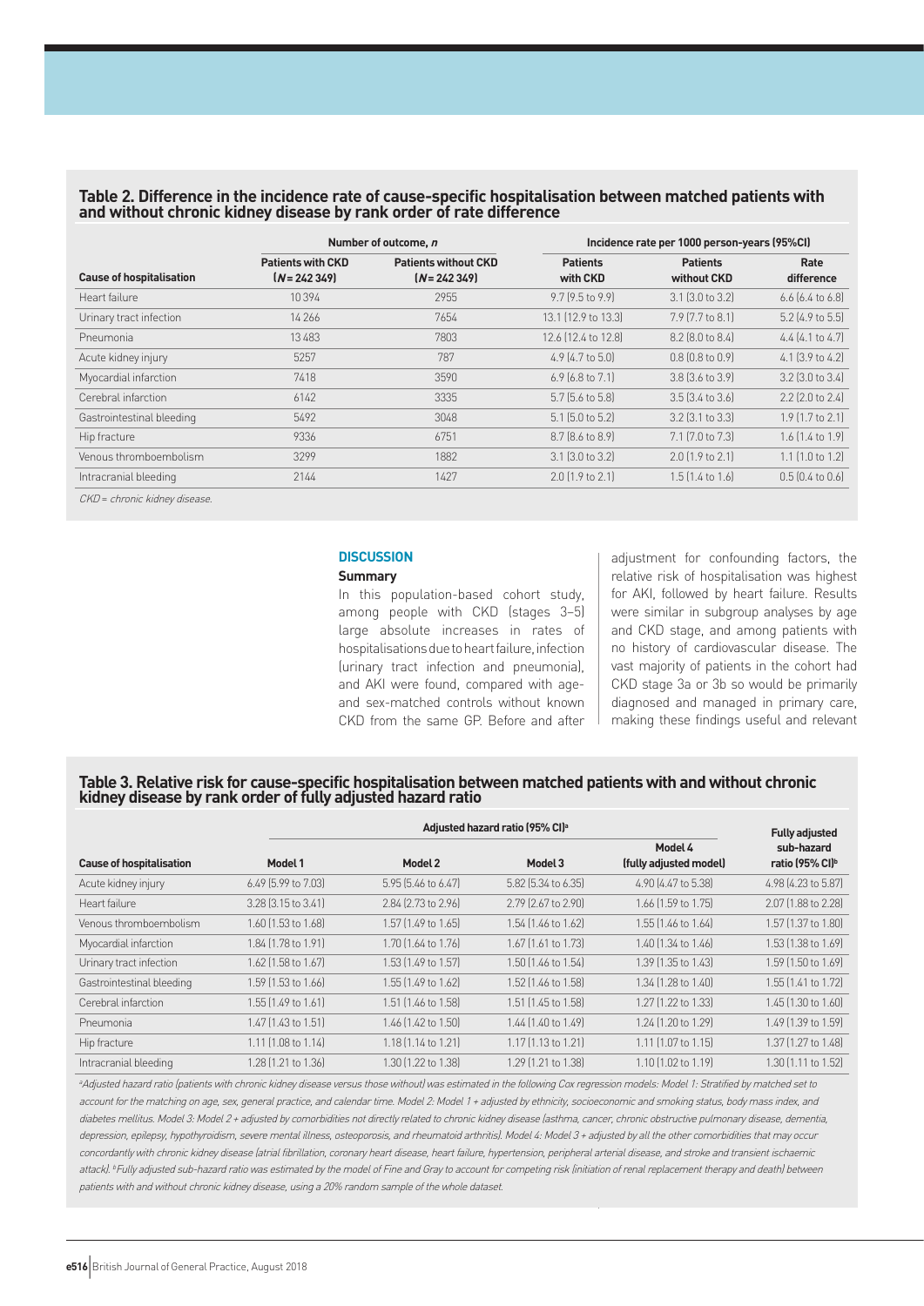**Table 2. Difference in the incidence rate of cause-specific hospitalisation between matched patients with and without chronic kidney disease by rank order of rate difference**

| | Number of outcome, *n* | | Incidence rate per 1000 person-years (95%CI) | | |
|---|---|---|---|---|---|
| Cause of hospitalisation | Patients with CKD (*N* = 242 349) | Patients without CKD (*N* = 242 349) | Patients with CKD | Patients without CKD | Rate difference |
| Heart failure | 10 394 | 2955 | 9.7 (9.5 to 9.9) | 3.1 (3.0 to 3.2) | 6.6 (6.4 to 6.8) |
| Urinary tract infection | 14 266 | 7654 | 13.1 (12.9 to 13.3) | 7.9 (7.7 to 8.1) | 5.2 (4.9 to 5.5) |
| Pneumonia | 13 483 | 7803 | 12.6 (12.4 to 12.8) | 8.2 (8.0 to 8.4) | 4.4 (4.1 to 4.7) |
| Acute kidney injury | 5257 | 787 | 4.9 (4.7 to 5.0) | 0.8 (0.8 to 0.9) | 4.1 (3.9 to 4.2) |
| Myocardial infarction | 7418 | 3590 | 6.9 (6.8 to 7.1) | 3.8 (3.6 to 3.9) | 3.2 (3.0 to 3.4) |
| Cerebral infarction | 6142 | 3335 | 5.7 (5.6 to 5.8) | 3.5 (3.4 to 3.6) | 2.2 (2.0 to 2.4) |
| Gastrointestinal bleeding | 5492 | 3048 | 5.1 (5.0 to 5.2) | 3.2 (3.1 to 3.3) | 1.9 (1.7 to 2.1) |
| Hip fracture | 9336 | 6751 | 8.7 (8.6 to 8.9) | 7.1 (7.0 to 7.3) | 1.6 (1.4 to 1.9) |
| Venous thromboembolism | 3299 | 1882 | 3.1 (3.0 to 3.2) | 2.0 (1.9 to 2.1) | 1.1 (1.0 to 1.2) |
| Intracranial bleeding | 2144 | 1427 | 2.0 (1.9 to 2.1) | 1.5 (1.4 to 1.6) | 0.5 (0.4 to 0.6) |

*CKD = chronic kidney disease.*

## DISCUSSION

### Summary

In this population-based cohort study, among people with CKD (stages 3–5) large absolute increases in rates of hospitalisations due to heart failure, infection (urinary tract infection and pneumonia), and AKI were found, compared with age- and sex-matched controls without known CKD from the same GP. Before and after adjustment for confounding factors, the relative risk of hospitalisation was highest for AKI, followed by heart failure. Results were similar in subgroup analyses by age and CKD stage, and among patients with no history of cardiovascular disease. The vast majority of patients in the cohort had CKD stage 3a or 3b so would be primarily diagnosed and managed in primary care, making these findings useful and relevant

**Table 3. Relative risk for cause-specific hospitalisation between matched patients with and without chronic kidney disease by rank order of fully adjusted hazard ratio**

| | Adjusted hazard ratio (95% CI)[a] | | | | Fully adjusted sub-hazard ratio (95% CI)[b] |
|---|---|---|---|---|---|
| Cause of hospitalisation | Model 1 | Model 2 | Model 3 | Model 4 (fully adjusted model) | |
| Acute kidney injury | 6.49 (5.99 to 7.03) | 5.95 (5.46 to 6.47) | 5.82 (5.34 to 6.35) | 4.90 (4.47 to 5.38) | 4.98 (4.23 to 5.87) |
| Heart failure | 3.28 (3.15 to 3.41) | 2.84 (2.73 to 2.96) | 2.79 (2.67 to 2.90) | 1.66 (1.59 to 1.75) | 2.07 (1.88 to 2.28) |
| Venous thromboembolism | 1.60 (1.53 to 1.68) | 1.57 (1.49 to 1.65) | 1.54 (1.46 to 1.62) | 1.55 (1.46 to 1.64) | 1.57 (1.37 to 1.80) |
| Myocardial infarction | 1.84 (1.78 to 1.91) | 1.70 (1.64 to 1.76) | 1.67 (1.61 to 1.73) | 1.40 (1.34 to 1.46) | 1.53 (1.38 to 1.69) |
| Urinary tract infection | 1.62 (1.58 to 1.67) | 1.53 (1.49 to 1.57) | 1.50 (1.46 to 1.54) | 1.39 (1.35 to 1.43) | 1.59 (1.50 to 1.69) |
| Gastrointestinal bleeding | 1.59 (1.53 to 1.66) | 1.55 (1.49 to 1.62) | 1.52 (1.46 to 1.58) | 1.34 (1.28 to 1.40) | 1.55 (1.41 to 1.72) |
| Cerebral infarction | 1.55 (1.49 to 1.61) | 1.51 (1.46 to 1.58) | 1.51 (1.45 to 1.58) | 1.27 (1.22 to 1.33) | 1.45 (1.30 to 1.60) |
| Pneumonia | 1.47 (1.43 to 1.51) | 1.46 (1.42 to 1.50) | 1.44 (1.40 to 1.49) | 1.24 (1.20 to 1.29) | 1.49 (1.39 to 1.59) |
| Hip fracture | 1.11 (1.08 to 1.14) | 1.18 (1.14 to 1.21) | 1.17 (1.13 to 1.21) | 1.11 (1.07 to 1.15) | 1.37 (1.27 to 1.48) |
| Intracranial bleeding | 1.28 (1.21 to 1.36) | 1.30 (1.22 to 1.38) | 1.29 (1.21 to 1.38) | 1.10 (1.02 to 1.19) | 1.30 (1.11 to 1.52) |

*[a]Adjusted hazard ratio (patients with chronic kidney disease versus those without) was estimated in the following Cox regression models: Model 1: Stratified by matched set to account for the matching on age, sex, general practice, and calendar time. Model 2: Model 1 + adjusted by ethnicity, socioeconomic and smoking status, body mass index, and diabetes mellitus. Model 3: Model 2 + adjusted by comorbidities not directly related to chronic kidney disease (asthma, cancer, chronic obstructive pulmonary disease, dementia, depression, epilepsy, hypothyroidism, severe mental illness, osteoporosis, and rheumatoid arthritis). Model 4: Model 3 + adjusted by all the other comorbidities that may occur concordantly with chronic kidney disease (atrial fibrillation, coronary heart disease, heart failure, hypertension, peripheral arterial disease, and stroke and transient ischaemic attack). [b]Fully adjusted sub-hazard ratio was estimated by the model of Fine and Gray to account for competing risk (initiation of renal replacement therapy and death) between patients with and without chronic kidney disease, using a 20% random sample of the whole dataset.*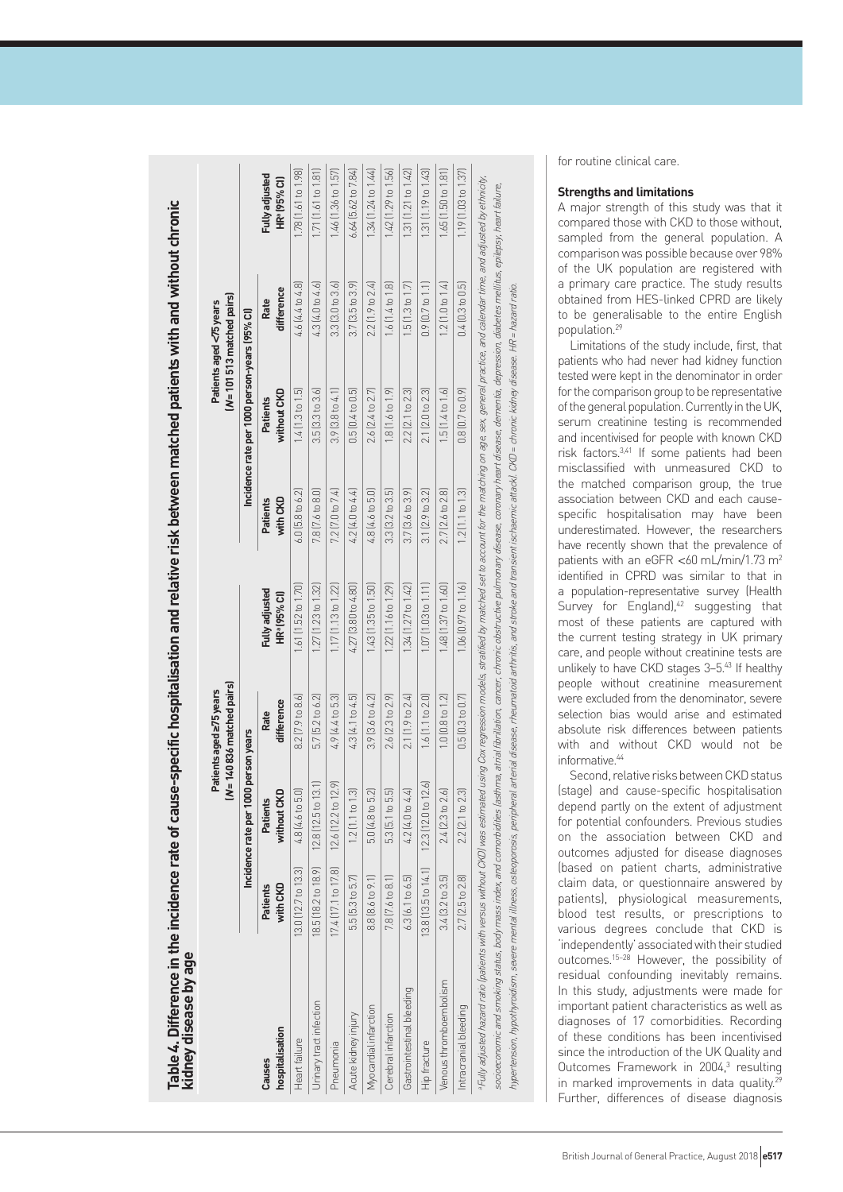**Table 4. Difference in the incidence rate of cause-specific hospitalisation and relative risk between matched patients with and without chronic kidney disease by age**

| Causes hospitalisation | Patients aged ≥75 years (N = 140 836 matched pairs) | | | | Patients aged <75 years (N = 101 513 matched pairs) | | | |
|---|---|---|---|---|---|---|---|---|
| | Incidence rate per 1000 person years | | | | Incidence rate per 1000 person-years (95% CI) | | | |
| | Patients with CKD | Patients without CKD | Rate difference | Fully adjusted HR[a] (95% CI) | Patients with CKD | Patients without CKD | Rate difference | Fully adjusted HR[a] (95% CI) |
| Heart failure | 13.0 (12.7 to 13.3) | 4.8 (4.6 to 5.0) | 8.2 (7.9 to 8.6) | 1.61 (1.52 to 1.70) | 6.0 (5.8 to 6.2) | 1.4 (1.3 to 1.5) | 4.6 (4.4 to 4.8) | 1.78 (1.61 to 1.98) |
| Urinary tract infection | 18.5 (18.2 to 18.9) | 12.8 (12.5 to 13.1) | 5.7 (5.2 to 6.2) | 1.27 (1.23 to 1.32) | 7.8 (7.6 to 8.0) | 3.5 (3.3 to 3.6) | 4.3 (4.0 to 4.6) | 1.71 (1.61 to 1.81) |
| Pneumonia | 17.4 (17.1 to 17.8) | 12.6 (12.2 to 12.9) | 4.9 (4.4 to 5.3) | 1.17 (1.13 to 1.22) | 7.2 (7.0 to 7.4) | 3.9 (3.8 to 4.1) | 3.3 (3.0 to 3.6) | 1.46 (1.36 to 1.57) |
| Acute kidney injury | 5.5 (5.3 to 5.7) | 1.2 (1.1 to 1.3) | 4.3 (4.1 to 4.5) | 4.27 (3.80 to 4.80) | 4.2 (4.0 to 4.4) | 0.5 (0.4 to 0.5) | 3.7 (3.5 to 3.9) | 6.64 (5.62 to 7.84) |
| Myocardial infarction | 8.8 (8.6 to 9.1) | 5.0 (4.8 to 5.2) | 3.9 (3.6 to 4.2) | 1.43 (1.35 to 1.50) | 4.8 (4.6 to 5.0) | 2.6 (2.4 to 2.7) | 2.2 (1.9 to 2.4) | 1.34 (1.24 to 1.44) |
| Cerebral infarction | 7.8 (7.6 to 8.1) | 5.3 (5.1 to 5.5) | 2.6 (2.3 to 2.9) | 1.22 (1.16 to 1.29) | 3.3 (3.2 to 3.5) | 1.8 (1.6 to 1.9) | 1.6 (1.4 to 1.8) | 1.42 (1.29 to 1.56) |
| Gastrointestinal bleeding | 6.3 (6.1 to 6.5) | 4.2 (4.0 to 4.4) | 2.1 (1.9 to 2.4) | 1.34 (1.27 to 1.42) | 3.7 (3.6 to 3.9) | 2.2 (2.1 to 2.3) | 1.5 (1.3 to 1.7) | 1.31 (1.21 to 1.42) |
| Hip fracture | 13.8 (13.5 to 14.1) | 12.3 (12.0 to 12.6) | 1.6 (1.1 to 2.0) | 1.07 (1.03 to 1.11) | 3.1 (2.9 to 3.2) | 2.1 (2.0 to 2.3) | 0.9 (0.7 to 1.1) | 1.31 (1.19 to 1.43) |
| Venous thromboembolism | 3.4 (3.2 to 3.5) | 2.4 (2.3 to 2.6) | 1.0 (0.8 to 1.2) | 1.48 (1.37 to 1.60) | 2.7 (2.6 to 2.8) | 1.5 (1.4 to 1.6) | 1.2 (1.0 to 1.4) | 1.65 (1.50 to 1.81) |
| Intracranial bleeding | 2.7 (2.5 to 2.8) | 2.2 (2.1 to 2.3) | 0.5 (0.3 to 0.7) | 1.06 (0.97 to 1.16) | 1.2 (1.1 to 1.3) | 0.8 (0.7 to 0.9) | 0.4 (0.3 to 0.5) | 1.19 (1.03 to 1.37) |

[a]Fully adjusted hazard ratio (patients with versus without CKD) was estimated using Cox regression models, stratified by matched set to account for the matching on age, sex, general practice, and calendar time, and adjusted by ethnicity, socioeconomic and smoking status, body mass index, and comorbidities (asthma, atrial fibrillation, cancer, chronic obstructive pulmonary disease, coronary heart disease, dementia, depression, diabetes mellitus, epilepsy, heart failure, hypertension, hypothyroidism, severe mental illness, osteoporosis, peripheral arterial disease, rheumatoid arthritis, and stroke and transient ischaemic attack). CKD = chronic kidney disease. HR = hazard ratio.

for routine clinical care.

### Strengths and limitations

A major strength of this study was that it compared those with CKD to those without, sampled from the general population. A comparison was possible because over 98% of the UK population are registered with a primary care practice. The study results obtained from HES-linked CPRD are likely to be generalisable to the entire English population.[29]

Limitations of the study include, first, that patients who had never had kidney function tested were kept in the denominator in order for the comparison group to be representative of the general population. Currently in the UK, serum creatinine testing is recommended and incentivised for people with known CKD risk factors.[3,41] If some patients had been misclassified with unmeasured CKD to the matched comparison group, the true association between CKD and each cause-specific hospitalisation may have been underestimated. However, the researchers have recently shown that the prevalence of patients with an eGFR <60 mL/min/1.73 m[2] identified in CPRD was similar to that in a population-representative survey (Health Survey for England),[42] suggesting that most of these patients are captured with the current testing strategy in UK primary care, and people without creatinine tests are unlikely to have CKD stages 3–5.[43] If healthy people without creatinine measurement were excluded from the denominator, severe selection bias would arise and estimated absolute risk differences between patients with and without CKD would not be informative.[44]

Second, relative risks between CKD status (stage) and cause-specific hospitalisation depend partly on the extent of adjustment for potential confounders. Previous studies on the association between CKD and outcomes adjusted for disease diagnoses (based on patient charts, administrative claim data, or questionnaire answered by patients), physiological measurements, blood test results, or prescriptions to various degrees conclude that CKD is 'independently' associated with their studied outcomes.[15–28] However, the possibility of residual confounding inevitably remains. In this study, adjustments were made for important patient characteristics as well as diagnoses of 17 comorbidities. Recording of these conditions has been incentivised since the introduction of the UK Quality and Outcomes Framework in 2004,[3] resulting in marked improvements in data quality.[29] Further, differences of disease diagnosis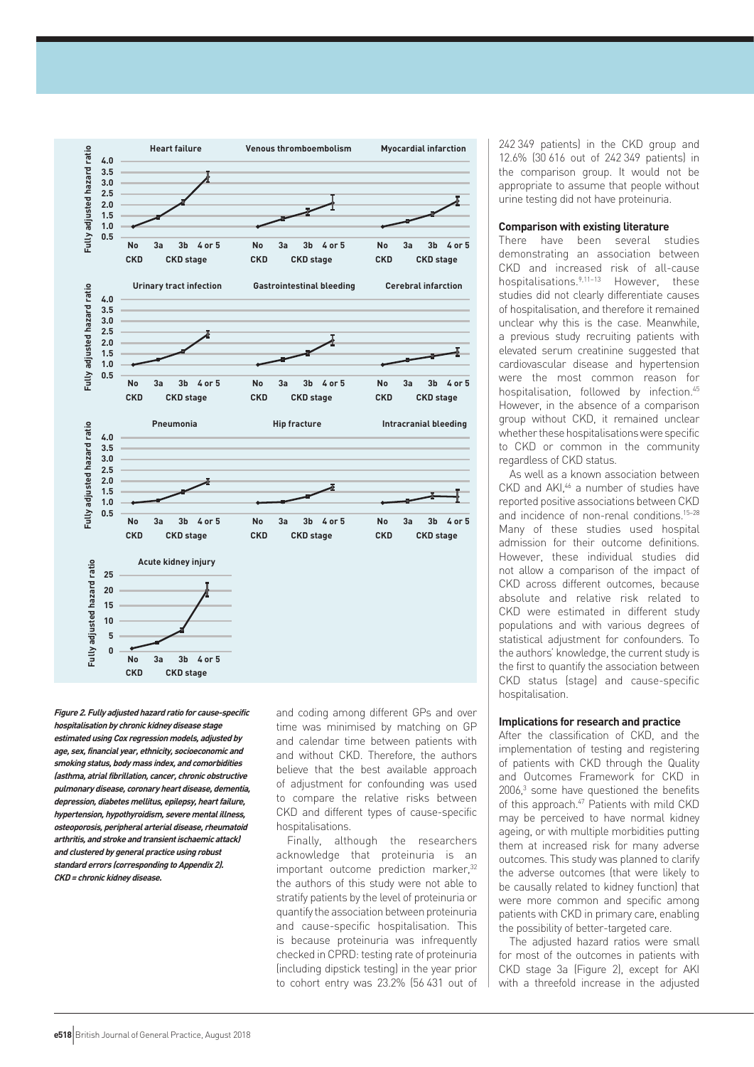Figure 2. Fully adjusted hazard ratio for cause-specific hospitalisation by chronic kidney disease stage estimated using Cox regression models, adjusted by age, sex, financial year, ethnicity, socioeconomic and smoking status, body mass index, and comorbidities (asthma, atrial fibrillation, cancer, chronic obstructive pulmonary disease, coronary heart disease, dementia, depression, diabetes mellitus, epilepsy, heart failure, hypertension, hypothyroidism, severe mental illness, osteoporosis, peripheral arterial disease, rheumatoid arthritis, and stroke and transient ischaemic attack) and clustered by general practice using robust standard errors (corresponding to Appendix 2). CKD = chronic kidney disease.

and coding among different GPs and over time was minimised by matching on GP and calendar time between patients with and without CKD. Therefore, the authors believe that the best available approach of adjustment for confounding was used to compare the relative risks between CKD and different types of cause-specific hospitalisations.

Finally, although the researchers acknowledge that proteinuria is an important outcome prediction marker,[32] the authors of this study were not able to stratify patients by the level of proteinuria or quantify the association between proteinuria and cause-specific hospitalisation. This is because proteinuria was infrequently checked in CPRD: testing rate of proteinuria (including dipstick testing) in the year prior to cohort entry was 23.2% (56 431 out of 242 349 patients) in the CKD group and 12.6% (30 616 out of 242 349 patients) in the comparison group. It would not be appropriate to assume that people without urine testing did not have proteinuria.

### Comparison with existing literature

There have been several studies demonstrating an association between CKD and increased risk of all-cause hospitalisations.[9,11–13] However, these studies did not clearly differentiate causes of hospitalisation, and therefore it remained unclear why this is the case. Meanwhile, a previous study recruiting patients with elevated serum creatinine suggested that cardiovascular disease and hypertension were the most common reason for hospitalisation, followed by infection.[45] However, in the absence of a comparison group without CKD, it remained unclear whether these hospitalisations were specific to CKD or common in the community regardless of CKD status.

As well as a known association between CKD and AKI,[46] a number of studies have reported positive associations between CKD and incidence of non-renal conditions.[15–28] Many of these studies used hospital admission for their outcome definitions. However, these individual studies did not allow a comparison of the impact of CKD across different outcomes, because absolute and relative risk related to CKD were estimated in different study populations and with various degrees of statistical adjustment for confounders. To the authors' knowledge, the current study is the first to quantify the association between CKD status (stage) and cause-specific hospitalisation.

### Implications for research and practice

After the classification of CKD, and the implementation of testing and registering of patients with CKD through the Quality and Outcomes Framework for CKD in 2006,[3] some have questioned the benefits of this approach.[47] Patients with mild CKD may be perceived to have normal kidney ageing, or with multiple morbidities putting them at increased risk for many adverse outcomes. This study was planned to clarify the adverse outcomes (that were likely to be causally related to kidney function) that were more common and specific among patients with CKD in primary care, enabling the possibility of better-targeted care.

The adjusted hazard ratios were small for most of the outcomes in patients with CKD stage 3a (Figure 2), except for AKI with a threefold increase in the adjusted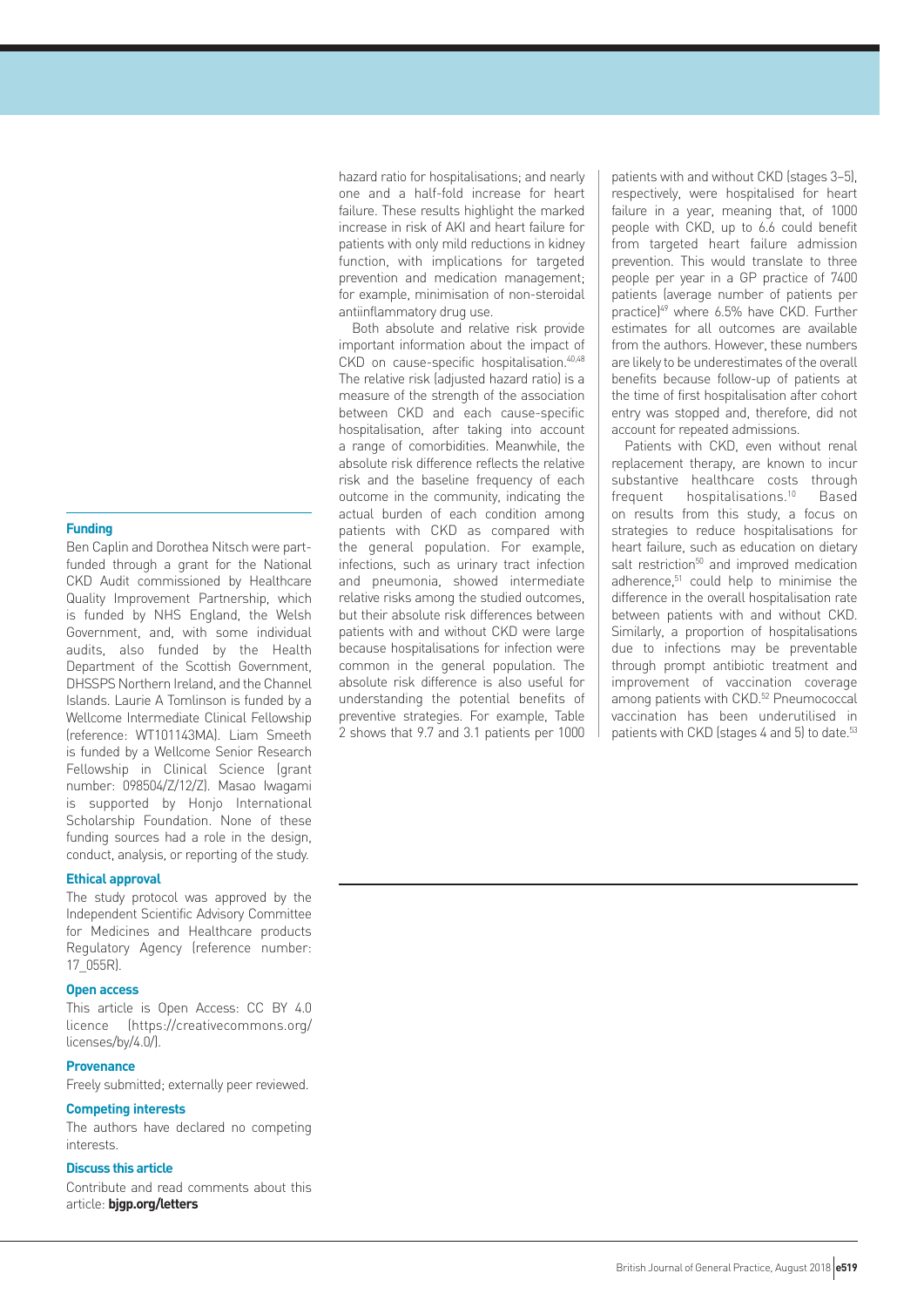hazard ratio for hospitalisations; and nearly one and a half-fold increase for heart failure. These results highlight the marked increase in risk of AKI and heart failure for patients with only mild reductions in kidney function, with implications for targeted prevention and medication management; for example, minimisation of non-steroidal antiinflammatory drug use.

Both absolute and relative risk provide important information about the impact of CKD on cause-specific hospitalisation.[40,48] The relative risk (adjusted hazard ratio) is a measure of the strength of the association between CKD and each cause-specific hospitalisation, after taking into account a range of comorbidities. Meanwhile, the absolute risk difference reflects the relative risk and the baseline frequency of each outcome in the community, indicating the actual burden of each condition among patients with CKD as compared with the general population. For example, infections, such as urinary tract infection and pneumonia, showed intermediate relative risks among the studied outcomes, but their absolute risk differences between patients with and without CKD were large because hospitalisations for infection were common in the general population. The absolute risk difference is also useful for understanding the potential benefits of preventive strategies. For example, Table 2 shows that 9.7 and 3.1 patients per 1000 patients with and without CKD (stages 3–5), respectively, were hospitalised for heart failure in a year, meaning that, of 1000 people with CKD, up to 6.6 could benefit from targeted heart failure admission prevention. This would translate to three people per year in a GP practice of 7400 patients (average number of patients per practice)[49] where 6.5% have CKD. Further estimates for all outcomes are available from the authors. However, these numbers are likely to be underestimates of the overall benefits because follow-up of patients at the time of first hospitalisation after cohort entry was stopped and, therefore, did not account for repeated admissions.

Patients with CKD, even without renal replacement therapy, are known to incur substantive healthcare costs through frequent hospitalisations.[10] Based on results from this study, a focus on strategies to reduce hospitalisations for heart failure, such as education on dietary salt restriction[50] and improved medication adherence,[51] could help to minimise the difference in the overall hospitalisation rate between patients with and without CKD. Similarly, a proportion of hospitalisations due to infections may be preventable through prompt antibiotic treatment and improvement of vaccination coverage among patients with CKD.[52] Pneumococcal vaccination has been underutilised in patients with CKD (stages 4 and 5) to date.[53]

#### Funding

Ben Caplin and Dorothea Nitsch were part-funded through a grant for the National CKD Audit commissioned by Healthcare Quality Improvement Partnership, which is funded by NHS England, the Welsh Government, and, with some individual audits, also funded by the Health Department of the Scottish Government, DHSSPS Northern Ireland, and the Channel Islands. Laurie A Tomlinson is funded by a Wellcome Intermediate Clinical Fellowship (reference: WT101143MA). Liam Smeeth is funded by a Wellcome Senior Research Fellowship in Clinical Science (grant number: 098504/Z/12/Z). Masao Iwagami is supported by Honjo International Scholarship Foundation. None of these funding sources had a role in the design, conduct, analysis, or reporting of the study.

#### Ethical approval

The study protocol was approved by the Independent Scientific Advisory Committee for Medicines and Healthcare products Regulatory Agency (reference number: 17_055R).

#### Open access

This article is Open Access: CC BY 4.0 licence (https://creativecommons.org/licenses/by/4.0/).

#### Provenance

Freely submitted; externally peer reviewed.

#### Competing interests

The authors have declared no competing interests.

#### Discuss this article

Contribute and read comments about this article: **bjgp.org/letters**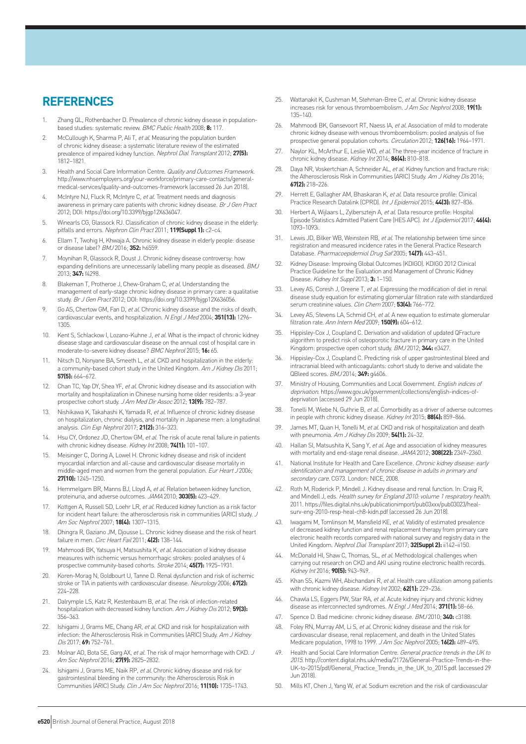## REFERENCES

1. Zhang QL, Rothenbacher D. Prevalence of chronic kidney disease in population-based studies: systematic review. *BMC Public Health* 2008; **8:** 117.
2. McCullough K, Sharma P, Ali T, *et al.* Measuring the population burden of chronic kidney disease: a systematic literature review of the estimated prevalence of impaired kidney function. *Nephrol Dial Transplant* 2012; **27(5):** 1812–1821.
3. Health and Social Care Information Centre. *Quality and Outcomes Framework.* http://www.nhsemployers.org/your-workforce/primary-care-contacts/general-medical-services/quality-and-outcomes-framework (accessed 26 Jun 2018).
4. McIntyre NJ, Fluck R, McIntyre C, *et al.* Treatment needs and diagnosis awareness in primary care patients with chronic kidney disease. *Br J Gen Pract* 2012; DOI: https://doi.org/10.3399/bjgp12X636047.
5. Winearls CG, Glassock RJ. Classification of chronic kidney disease in the elderly: pitfalls and errors. *Nephron Clin Pract* 2011; **119(Suppl 1):** c2–c4.
6. Ellam T, Twohig H, Khwaja A. Chronic kidney disease in elderly people: disease or disease label? *BMJ* 2016; **352:** h6559.
7. Moynihan R, Glassock R, Doust J. Chronic kidney disease controversy: how expanding definitions are unnecessarily labelling many people as diseased. *BMJ* 2013; **347:** f4298.
8. Blakeman T, Protheroe J, Chew-Graham C, *et al.* Understanding the management of early-stage chronic kidney disease in primary care: a qualitative study. *Br J Gen Pract* 2012; DOI: https://doi.org/10.3399/bjgp12X636056.
9. Go AS, Chertow GM, Fan D, *et al.* Chronic kidney disease and the risks of death, cardiovascular events, and hospitalization. *N Engl J Med* 2004; **351(13):** 1296–1305.
10. Kent S, Schlackow I, Lozano-Kuhne J, *et al.* What is the impact of chronic kidney disease stage and cardiovascular disease on the annual cost of hospital care in moderate-to-severe kidney disease? *BMC Nephrol* 2015; **16:** 65.
11. Nitsch D, Nonyane BA, Smeeth L, *et al.* CKD and hospitalization in the elderly: a community-based cohort study in the United Kingdom. *Am J Kidney Dis* 2011; **57(5):** 664–672.
12. Chan TC, Yap DY, Shea YF, *et al.* Chronic kidney disease and its association with mortality and hospitalization in Chinese nursing home older residents: a 3-year prospective cohort study. *J Am Med Dir Assoc* 2012; **13(9):** 782–787.
13. Nishikawa K, Takahashi K, Yamada R, *et al.* Influence of chronic kidney disease on hospitalization, chronic dialysis, and mortality in Japanese men: a longitudinal analysis. *Clin Exp Nephrol* 2017; **21(2):** 316–323.
14. Hsu CY, Ordonez JD, Chertow GM, *et al.* The risk of acute renal failure in patients with chronic kidney disease. *Kidney Int* 2008; **74(1):** 101–107.
15. Meisinger C, Doring A, Lowel H. Chronic kidney disease and risk of incident myocardial infarction and all-cause and cardiovascular disease mortality in middle-aged men and women from the general population. *Eur Heart J* 2006; **27(10):** 1245–1250.
16. Hemmelgarn BR, Manns BJ, Lloyd A, *et al.* Relation between kidney function, proteinuria, and adverse outcomes. *JAMA* 2010; **303(5):** 423–429.
17. Kottgen A, Russell SD, Loehr LR, *et al.* Reduced kidney function as a risk factor for incident heart failure: the atherosclerosis risk in communities (ARIC) study. *J Am Soc Nephrol* 2007; **18(4):** 1307–1315.
18. Dhingra R, Gaziano JM, Djousse L. Chronic kidney disease and the risk of heart failure in men. *Circ Heart Fail* 2011; **4(2):** 138–144.
19. Mahmoodi BK, Yatsuya H, Matsushita K, *et al.* Association of kidney disease measures with ischemic versus hemorrhagic strokes: pooled analyses of 4 prospective community-based cohorts. *Stroke* 2014; **45(7):** 1925–1931.
20. Koren-Morag N, Goldbourt U, Tanne D. Renal dysfunction and risk of ischemic stroke or TIA in patients with cardiovascular disease. *Neurology* 2006; **67(2):** 224–228.
21. Dalrymple LS, Katz R, Kestenbaum B, *et al.* The risk of infection-related hospitalization with decreased kidney function. *Am J Kidney Dis* 2012; **59(3):** 356–363.
22. Ishigami J, Grams ME, Chang AR, *et al.* CKD and risk for hospitalization with infection: the Atherosclerosis Risk in Communities (ARIC) Study. *Am J Kidney Dis* 2017; **69:** 752–761.
23. Molnar AO, Bota SE, Garg AX, *et al.* The risk of major hemorrhage with CKD. *J Am Soc Nephrol* 2016; **27(9):** 2825–2832.
24. Ishigami J, Grams ME, Naik RP, *et al.* Chronic kidney disease and risk for gastrointestinal bleeding in the community: the Atherosclerosis Risk in Communities (ARIC) Study. *Clin J Am Soc Nephrol* 2016; **11(10):** 1735–1743.
25. Wattanakit K, Cushman M, Stehman-Breen C, *et al.* Chronic kidney disease increases risk for venous thromboembolism. *J Am Soc Nephrol* 2008; **19(1):** 135–140.
26. Mahmoodi BK, Gansevoort RT, Naess IA, *et al.* Association of mild to moderate chronic kidney disease with venous thromboembolism: pooled analysis of five prospective general population cohorts. *Circulation* 2012; **126(16):** 1964–1971.
27. Naylor KL, McArthur E, Leslie WD, *et al.* The three-year incidence of fracture in chronic kidney disease. *Kidney Int* 2014; **86(4):** 810–818.
28. Daya NR, Voskertchian A, Schneider AL, *et al.* Kidney function and fracture risk: the Atherosclerosis Risk in Communities (ARIC) Study. *Am J Kidney Dis* 2016; **67(2):** 218–226.
29. Herrett E, Gallagher AM, Bhaskaran K, *et al.* Data resource profile: Clinical Practice Research Datalink (CPRD). *Int J Epidemiol* 2015; **44(3):** 827–836.
30. Herbert A, Wijlaars L, Zylbersztejn A, *et al.* Data resource profile: Hospital Episode Statistics Admitted Patient Care (HES APC). *Int J Epidemiol* 2017; **46(4):** 1093–1093i.
31. Lewis JD, Bilker WB, Weinstein RB, *et al.* The relationship between time since registration and measured incidence rates in the General Practice Research Database. *Pharmacoepidemiol Drug Saf* 2005; **14(7):** 443–451.
32. Kidney Disease: Improving Global Outcomes (KDIGO). KDIGO 2012 Clinical Practice Guideline for the Evaluation and Management of Chronic Kidney Disease. *Kidney Int Suppl* 2013; **3:** 1–150.
33. Levey AS, Coresh J, Greene T, *et al.* Expressing the modification of diet in renal disease study equation for estimating glomerular filtration rate with standardized serum creatinine values. *Clin Chem* 2007; **53(4):** 766–772.
34. Levey AS, Stevens LA, Schmid CH, *et al.* A new equation to estimate glomerular filtration rate. *Ann Intern Med* 2009; **150(9):** 604–612.
35. Hippisley-Cox J, Coupland C. Derivation and validation of updated QFracture algorithm to predict risk of osteoporotic fracture in primary care in the United Kingdom: prospective open cohort study. *BMJ* 2012; **344:** e3427.
36. Hippisley-Cox J, Coupland C. Predicting risk of upper gastrointestinal bleed and intracranial bleed with anticoagulants: cohort study to derive and validate the QBleed scores. *BMJ* 2014; **349:** g4606.
37. Ministry of Housing, Communities and Local Government. *English indices of deprivation.* https://www.gov.uk/government/collections/english-indices-of-deprivation (accessed 29 Jun 2018).
38. Tonelli M, Wiebe N, Guthrie B, *et al.* Comorbidity as a driver of adverse outcomes in people with chronic kidney disease. *Kidney Int* 2015; **88(4):** 859–866.
39. James MT, Quan H, Tonelli M, *et al.* CKD and risk of hospitalization and death with pneumonia. *Am J Kidney Dis* 2009; **54(1):** 24–32.
40. Hallan SI, Matsushita K, Sang Y, *et al.* Age and association of kidney measures with mortality and end-stage renal disease. *JAMA* 2012; **308(22):** 2349–2360.
41. National Institute for Health and Care Excellence. *Chronic kidney disease: early identification and management of chronic disease in adults in primary and secondary care.* CG73. London: NICE, 2008.
42. Roth M, Roderick P, Mindell J. Kidney disease and renal function. In: Craig R, and Mindell J, eds. *Health survey for England 2010: volume 1 respiratory health.* 2011. https://files.digital.nhs.uk/publicationimport/pub03xxx/pub03023/heal-surv-eng-2010-resp-heal-ch8-kidn.pdf (accessed 26 Jun 2018).
43. Iwagami M, Tomlinson M, Mansfield KE, *et al.* Validity of estimated prevalence of decreased kidney function and renal replacement therapy from primary care electronic health records compared with national survey and registry data in the United Kingdom. *Nephrol Dial Transplant* 2017; **32(Suppl 2):** ii142–ii150.
44. McDonald HI, Shaw C, Thomas, SL, *et al.* Methodological challenges when carrying out research on CKD and AKI using routine electronic health records. *Kidney Int* 2016; **90(5):** 943–949.
45. Khan SS, Kazmi WH, Abichandani R, *et al.* Health care utilization among patients with chronic kidney disease. *Kidney Int* 2002; **62(1):** 229–236.
46. Chawla LS, Eggers PW, Star RA, *et al.* Acute kidney injury and chronic kidney disease as interconnected syndromes. *N Engl J Med* 2014; **371(1):** 58–66.
47. Spence D. Bad medicine: chronic kidney disease. *BMJ* 2010; **340:** c3188.
48. Foley RN, Murray AM, Li S, *et al.* Chronic kidney disease and the risk for cardiovascular disease, renal replacement, and death in the United States Medicare population, 1998 to 1999. *J Am Soc Nephrol* 2005; **16(2):** 489–495.
49. Health and Social Care Information Centre. *General practice trends in the UK to 2015.* http://content.digital.nhs.uk/media/21726/General-Practice-Trends-in-the-UK-to-2015/pdf/General_Practice_Trends_in_the_UK_to_2015.pdf. (accessed 29 Jun 2018).
50. Mills KT, Chen J, Yang W, *et al.* Sodium excretion and the risk of cardiovascular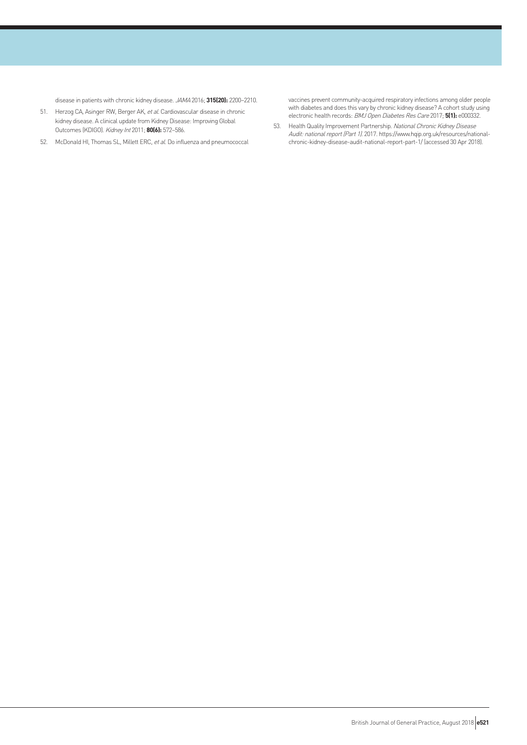disease in patients with chronic kidney disease. *JAMA* 2016; **315(20):** 2200–2210.

51. Herzog CA, Asinger RW, Berger AK, *et al*. Cardiovascular disease in chronic kidney disease. A clinical update from Kidney Disease: Improving Global Outcomes (KDIGO). *Kidney Int* 2011; **80(6):** 572–586.
52. McDonald HI, Thomas SL, Millett ERC, *et al*. Do influenza and pneumococcal vaccines prevent community-acquired respiratory infections among older people with diabetes and does this vary by chronic kidney disease? A cohort study using electronic health records. *BMJ Open Diabetes Res Care* 2017; **5(1):** e000332.
53. Health Quality Improvement Partnership. *National Chronic Kidney Disease Audit: national report (Part 1)*. 2017. https://www.hqip.org.uk/resources/national-chronic-kidney-disease-audit-national-report-part-1/ (accessed 30 Apr 2018).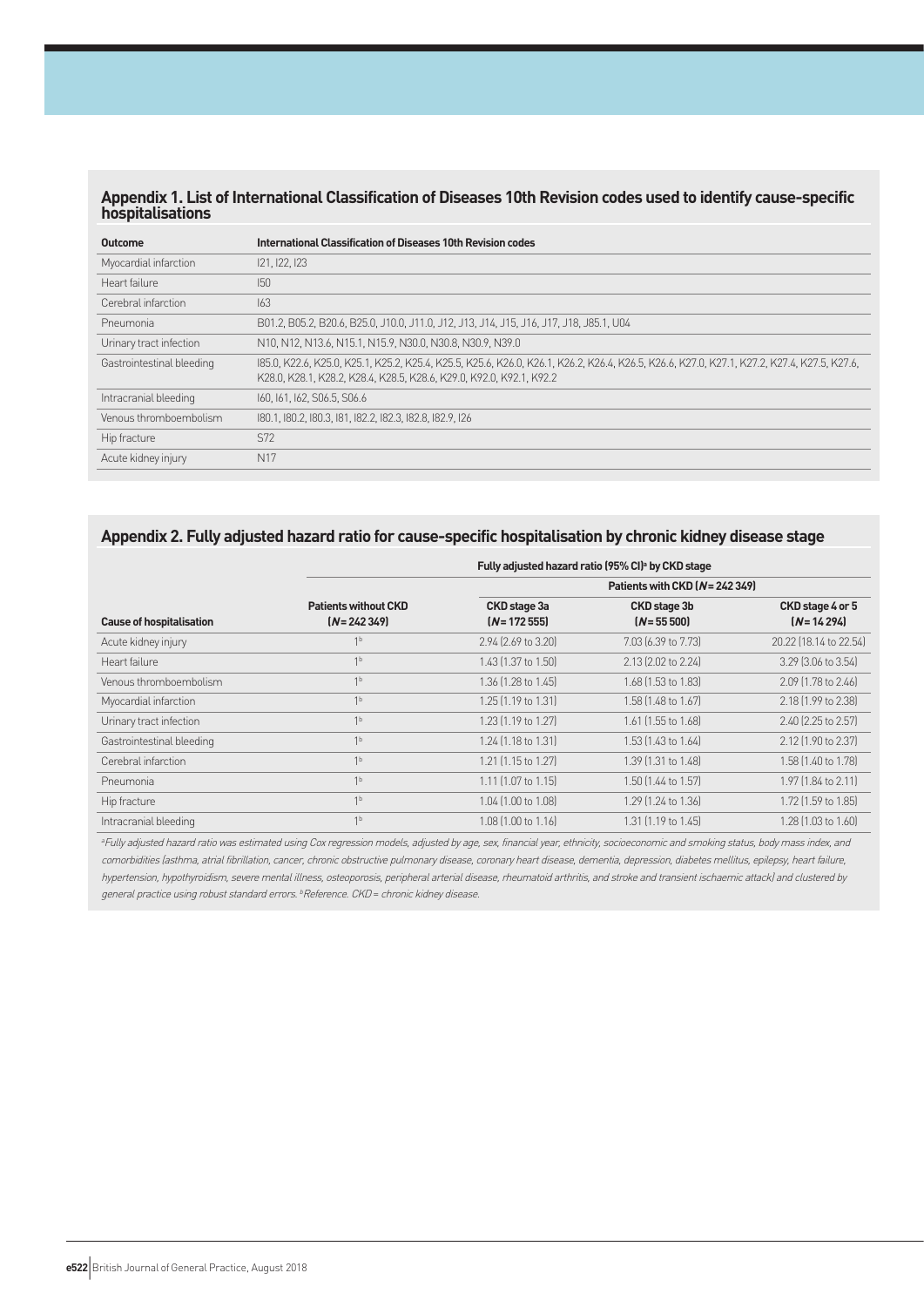## Appendix 1. List of International Classification of Diseases 10th Revision codes used to identify cause-specific hospitalisations

| Outcome | International Classification of Diseases 10th Revision codes |
|---|---|
| Myocardial infarction | I21, I22, I23 |
| Heart failure | I50 |
| Cerebral infarction | I63 |
| Pneumonia | B01.2, B05.2, B20.6, B25.0, J10.0, J11.0, J12, J13, J14, J15, J16, J17, J18, J85.1, U04 |
| Urinary tract infection | N10, N12, N13.6, N15.1, N15.9, N30.0, N30.8, N30.9, N39.0 |
| Gastrointestinal bleeding | I85.0, K22.6, K25.0, K25.1, K25.2, K25.4, K25.5, K25.6, K26.0, K26.1, K26.2, K26.4, K26.5, K26.6, K27.0, K27.1, K27.2, K27.4, K27.5, K27.6, K28.0, K28.1, K28.2, K28.4, K28.5, K28.6, K29.0, K92.0, K92.1, K92.2 |
| Intracranial bleeding | I60, I61, I62, S06.5, S06.6 |
| Venous thromboembolism | I80.1, I80.2, I80.3, I81, I82.2, I82.3, I82.8, I82.9, I26 |
| Hip fracture | S72 |
| Acute kidney injury | N17 |

## Appendix 2. Fully adjusted hazard ratio for cause-specific hospitalisation by chronic kidney disease stage

| | Fully adjusted hazard ratio (95% CI)[a] by CKD stage | | | |
|---|---|---|---|---|
| | | Patients with CKD (*N* = 242 349) | | |
| **Cause of hospitalisation** | **Patients without CKD (*N* = 242 349)** | **CKD stage 3a (*N* = 172 555)** | **CKD stage 3b (*N* = 55 500)** | **CKD stage 4 or 5 (*N* = 14 294)** |
| Acute kidney injury | 1[b] | 2.94 (2.69 to 3.20) | 7.03 (6.39 to 7.73) | 20.22 (18.14 to 22.54) |
| Heart failure | 1[b] | 1.43 (1.37 to 1.50) | 2.13 (2.02 to 2.24) | 3.29 (3.06 to 3.54) |
| Venous thromboembolism | 1[b] | 1.36 (1.28 to 1.45) | 1.68 (1.53 to 1.83) | 2.09 (1.78 to 2.46) |
| Myocardial infarction | 1[b] | 1.25 (1.19 to 1.31) | 1.58 (1.48 to 1.67) | 2.18 (1.99 to 2.38) |
| Urinary tract infection | 1[b] | 1.23 (1.19 to 1.27) | 1.61 (1.55 to 1.68) | 2.40 (2.25 to 2.57) |
| Gastrointestinal bleeding | 1[b] | 1.24 (1.18 to 1.31) | 1.53 (1.43 to 1.64) | 2.12 (1.90 to 2.37) |
| Cerebral infarction | 1[b] | 1.21 (1.15 to 1.27) | 1.39 (1.31 to 1.48) | 1.58 (1.40 to 1.78) |
| Pneumonia | 1[b] | 1.11 (1.07 to 1.15) | 1.50 (1.44 to 1.57) | 1.97 (1.84 to 2.11) |
| Hip fracture | 1[b] | 1.04 (1.00 to 1.08) | 1.29 (1.24 to 1.36) | 1.72 (1.59 to 1.85) |
| Intracranial bleeding | 1[b] | 1.08 (1.00 to 1.16) | 1.31 (1.19 to 1.45) | 1.28 (1.03 to 1.60) |

*[a]Fully adjusted hazard ratio was estimated using Cox regression models, adjusted by age, sex, financial year, ethnicity, socioeconomic and smoking status, body mass index, and comorbidities (asthma, atrial fibrillation, cancer, chronic obstructive pulmonary disease, coronary heart disease, dementia, depression, diabetes mellitus, epilepsy, heart failure, hypertension, hypothyroidism, severe mental illness, osteoporosis, peripheral arterial disease, rheumatoid arthritis, and stroke and transient ischaemic attack) and clustered by general practice using robust standard errors. [b]Reference. CKD = chronic kidney disease.*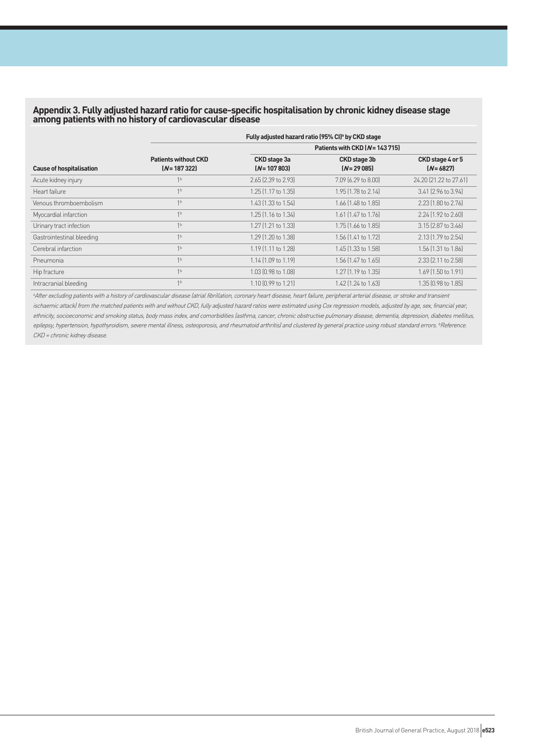## Appendix 3. Fully adjusted hazard ratio for cause-specific hospitalisation by chronic kidney disease stage among patients with no history of cardiovascular disease

| | Fully adjusted hazard ratio (95% CI)[a] by CKD stage | | | |
|---|---|---|---|---|
| | | Patients with CKD (*N* = 143 715) | | |
| Cause of hospitalisation | Patients without CKD (*N* = 187 322) | CKD stage 3a (*N* = 107 803) | CKD stage 3b (*N* = 29 085) | CKD stage 4 or 5 (*N* = 6827) |
| Acute kidney injury | 1[b] | 2.65 (2.39 to 2.93) | 7.09 (6.29 to 8.00) | 24.20 (21.22 to 27.61) |
| Heart failure | 1[b] | 1.25 (1.17 to 1.35) | 1.95 (1.78 to 2.14) | 3.41 (2.96 to 3.94) |
| Venous thromboembolism | 1[b] | 1.43 (1.33 to 1.54) | 1.66 (1.48 to 1.85) | 2.23 (1.80 to 2.76) |
| Myocardial infarction | 1[b] | 1.25 (1.16 to 1.34) | 1.61 (1.47 to 1.76) | 2.24 (1.92 to 2.60) |
| Urinary tract infection | 1[b] | 1.27 (1.21 to 1.33) | 1.75 (1.66 to 1.85) | 3.15 (2.87 to 3.46) |
| Gastrointestinal bleeding | 1[b] | 1.29 (1.20 to 1.38) | 1.56 (1.41 to 1.72) | 2.13 (1.79 to 2.54) |
| Cerebral infarction | 1[b] | 1.19 (1.11 to 1.28) | 1.45 (1.33 to 1.58) | 1.56 (1.31 to 1.86) |
| Pneumonia | 1[b] | 1.14 (1.09 to 1.19) | 1.56 (1.47 to 1.65) | 2.33 (2.11 to 2.58) |
| Hip fracture | 1[b] | 1.03 (0.98 to 1.08) | 1.27 (1.19 to 1.35) | 1.69 (1.50 to 1.91) |
| Intracranial bleeding | 1[b] | 1.10 (0.99 to 1.21) | 1.42 (1.24 to 1.63) | 1.35 (0.98 to 1.85) |

*[a]After excluding patients with a history of cardiovascular disease (atrial fibrillation, coronary heart disease, heart failure, peripheral arterial disease, or stroke and transient ischaemic attack) from the matched patients with and without CKD, fully adjusted hazard ratios were estimated using Cox regression models, adjusted by age, sex, financial year, ethnicity, socioeconomic and smoking status, body mass index, and comorbidities (asthma, cancer, chronic obstructive pulmonary disease, dementia, depression, diabetes mellitus, epilepsy, hypertension, hypothyroidism, severe mental illness, osteoporosis, and rheumatoid arthritis) and clustered by general practice using robust standard errors. [b]Reference. CKD = chronic kidney disease.*